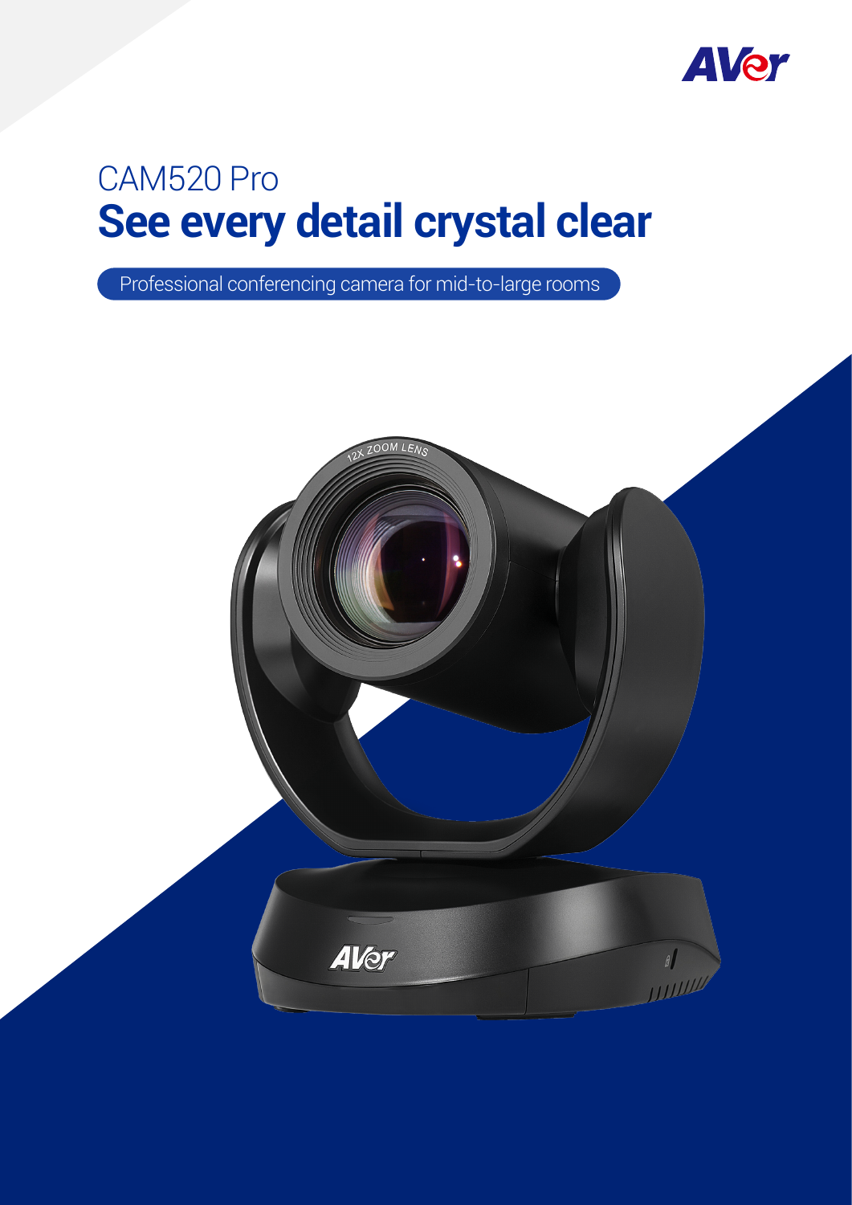# CAM520 Pro

## See every detail crystal clear

Professional conferencing camera for mid-to-large rooms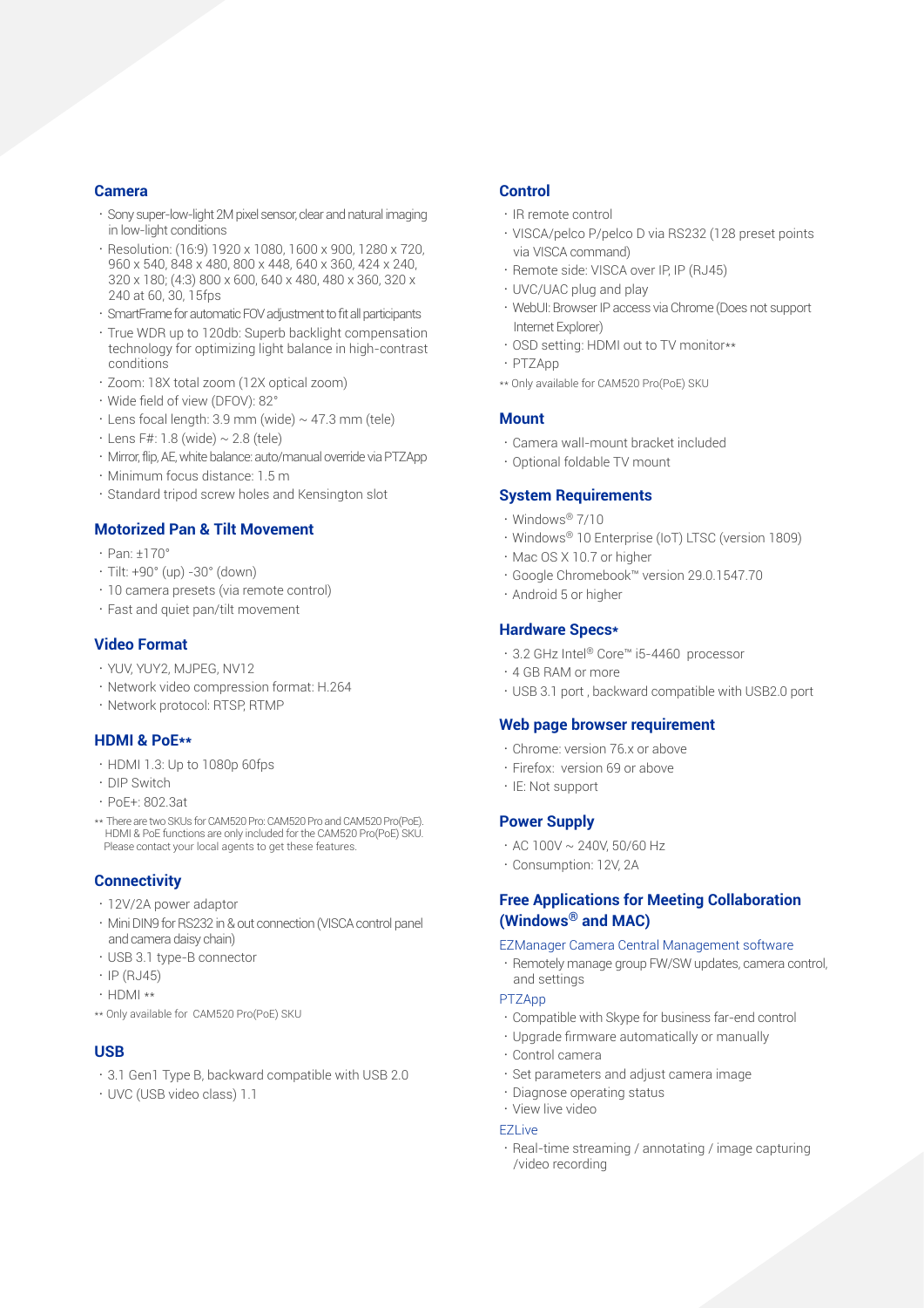## Camera

- Sony super-low-light 2M pixel sensor, clear and natural imaging in low-light conditions
- Resolution: (16:9) 1920 x 1080, 1600 x 900, 1280 x 720, 960 x 540, 848 x 480, 800 x 448, 640 x 360, 424 x 240, 320 x 180; (4:3) 800 x 600, 640 x 480, 480 x 360, 320 x 240 at 60, 30, 15fps
- SmartFrame for automatic FOV adjustment to fit all participants
- True WDR up to 120db: Superb backlight compensation technology for optimizing light balance in high-contrast conditions
- Zoom: 18X total zoom (12X optical zoom)
- Wide field of view (DFOV): 82°
- Lens focal length: 3.9 mm (wide) ~ 47.3 mm (tele)
- Lens F#: 1.8 (wide) ~ 2.8 (tele)
- Mirror, flip, AE, white balance: auto/manual override via PTZApp
- Minimum focus distance: 1.5 m
- Standard tripod screw holes and Kensington slot

## Motorized Pan & Tilt Movement

- Pan: ±170°
- Tilt: +90° (up) -30° (down)
- 10 camera presets (via remote control)
- Fast and quiet pan/tilt movement

## Video Format

- YUV, YUY2, MJPEG, NV12
- Network video compression format: H.264
- Network protocol: RTSP, RTMP

## HDMI & PoE**

- HDMI 1.3: Up to 1080p 60fps
- DIP Switch
- PoE+: 802.3at

** There are two SKUs for CAM520 Pro: CAM520 Pro and CAM520 Pro(PoE). HDMI & PoE functions are only included for the CAM520 Pro(PoE) SKU. Please contact your local agents to get these features.

## Connectivity

- 12V/2A power adaptor
- Mini DIN9 for RS232 in & out connection (VISCA control panel and camera daisy chain)
- USB 3.1 type-B connector
- IP (RJ45)
- HDMI **

** Only available for CAM520 Pro(PoE) SKU

## USB

- 3.1 Gen1 Type B, backward compatible with USB 2.0
- UVC (USB video class) 1.1

## Control

- IR remote control
- VISCA/pelco P/pelco D via RS232 (128 preset points via VISCA command)
- Remote side: VISCA over IP, IP (RJ45)
- UVC/UAC plug and play
- WebUI: Browser IP access via Chrome (Does not support Internet Explorer)
- OSD setting: HDMI out to TV monitor**
- PTZApp

** Only available for CAM520 Pro(PoE) SKU

## Mount

- Camera wall-mount bracket included
- Optional foldable TV mount

## System Requirements

- Windows® 7/10
- Windows® 10 Enterprise (IoT) LTSC (version 1809)
- Mac OS X 10.7 or higher
- Google Chromebook™ version 29.0.1547.70
- Android 5 or higher

## Hardware Specs*

- 3.2 GHz Intel® Core™ i5-4460 processor
- 4 GB RAM or more
- USB 3.1 port , backward compatible with USB2.0 port

## Web page browser requirement

- Chrome: version 76.x or above
- Firefox: version 69 or above
- IE: Not support

## Power Supply

- AC 100V ~ 240V, 50/60 Hz
- Consumption: 12V, 2A

## Free Applications for Meeting Collaboration (Windows® and MAC)

### EZManager Camera Central Management software

- Remotely manage group FW/SW updates, camera control, and settings

### PTZApp

- Compatible with Skype for business far-end control
- Upgrade firmware automatically or manually
- Control camera
- Set parameters and adjust camera image
- Diagnose operating status
- View live video

### EZLive

- Real-time streaming / annotating / image capturing /video recording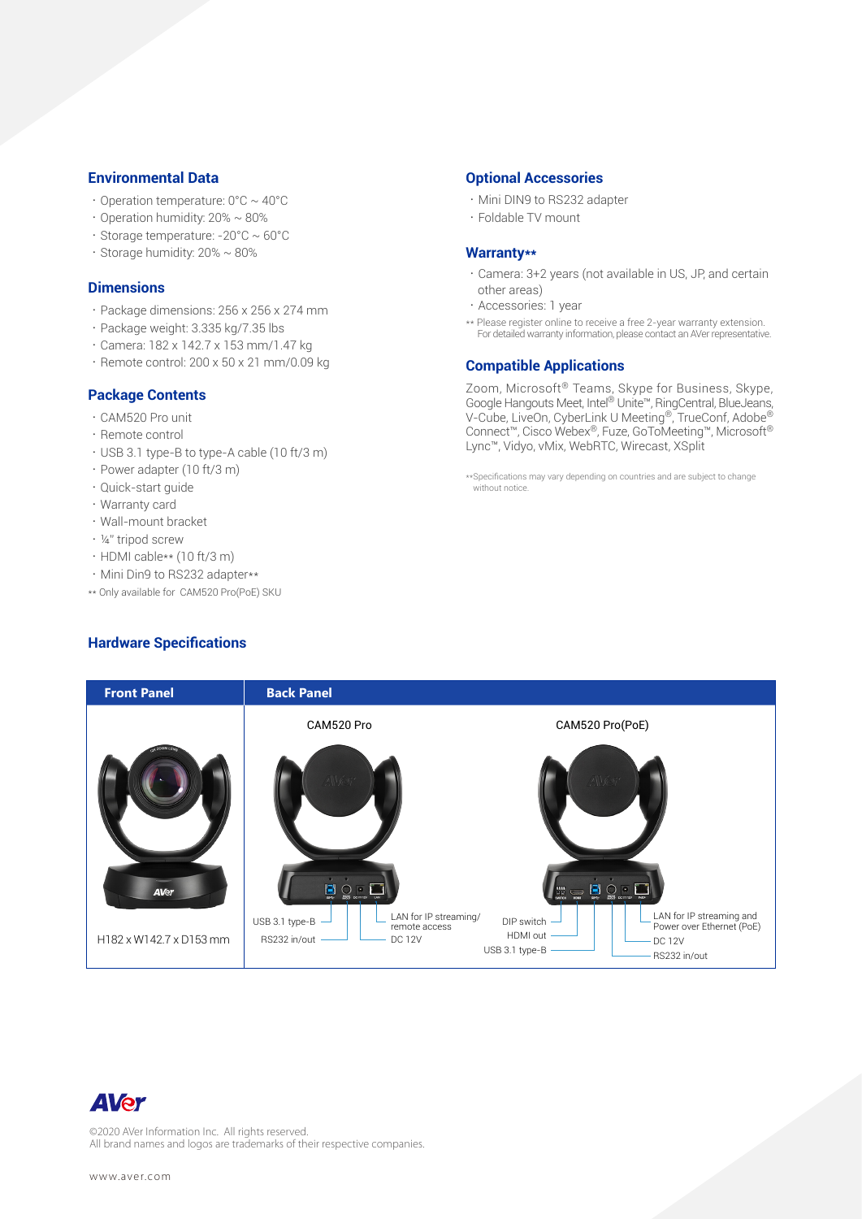## Environmental Data

- Operation temperature: 0°C ~ 40°C
- Operation humidity: 20% ~ 80%
- Storage temperature: -20°C ~ 60°C
- Storage humidity: 20% ~ 80%

## Dimensions

- Package dimensions: 256 x 256 x 274 mm
- Package weight: 3.335 kg/7.35 lbs
- Camera: 182 x 142.7 x 153 mm/1.47 kg
- Remote control: 200 x 50 x 21 mm/0.09 kg

## Package Contents

- CAM520 Pro unit
- Remote control
- USB 3.1 type-B to type-A cable (10 ft/3 m)
- Power adapter (10 ft/3 m)
- Quick-start guide
- Warranty card
- Wall-mount bracket
- ¼" tripod screw
- HDMI cable** (10 ft/3 m)
- Mini Din9 to RS232 adapter**

** Only available for CAM520 Pro(PoE) SKU

## Optional Accessories

- Mini DIN9 to RS232 adapter
- Foldable TV mount

## Warranty**

- Camera: 3+2 years (not available in US, JP, and certain other areas)
- Accessories: 1 year

** Please register online to receive a free 2-year warranty extension. For detailed warranty information, please contact an AVer representative.

## Compatible Applications

Zoom, Microsoft® Teams, Skype for Business, Skype, Google Hangouts Meet, Intel® Unite™, RingCentral, BlueJeans, V-Cube, LiveOn, CyberLink U Meeting®, TrueConf, Adobe® Connect™, Cisco Webex®, Fuze, GoToMeeting™, Microsoft® Lync™, Vidyo, vMix, WebRTC, Wirecast, XSplit

**Specifications may vary depending on countries and are subject to change without notice.

## Hardware Specifications

| Front Panel | Back Panel | |
|---|---|---|
| | CAM520 Pro | CAM520 Pro(PoE) |
| H182 x W142.7 x D153 mm | USB 3.1 type-B<br>RS232 in/out<br>LAN for IP streaming/ remote access<br>DC 12V | DIP switch<br>HDMI out<br>USB 3.1 type-B<br>LAN for IP streaming and Power over Ethernet (PoE)<br>DC 12V<br>RS232 in/out |

©2020 AVer Information Inc. All rights reserved.
All brand names and logos are trademarks of their respective companies.

www.aver.com